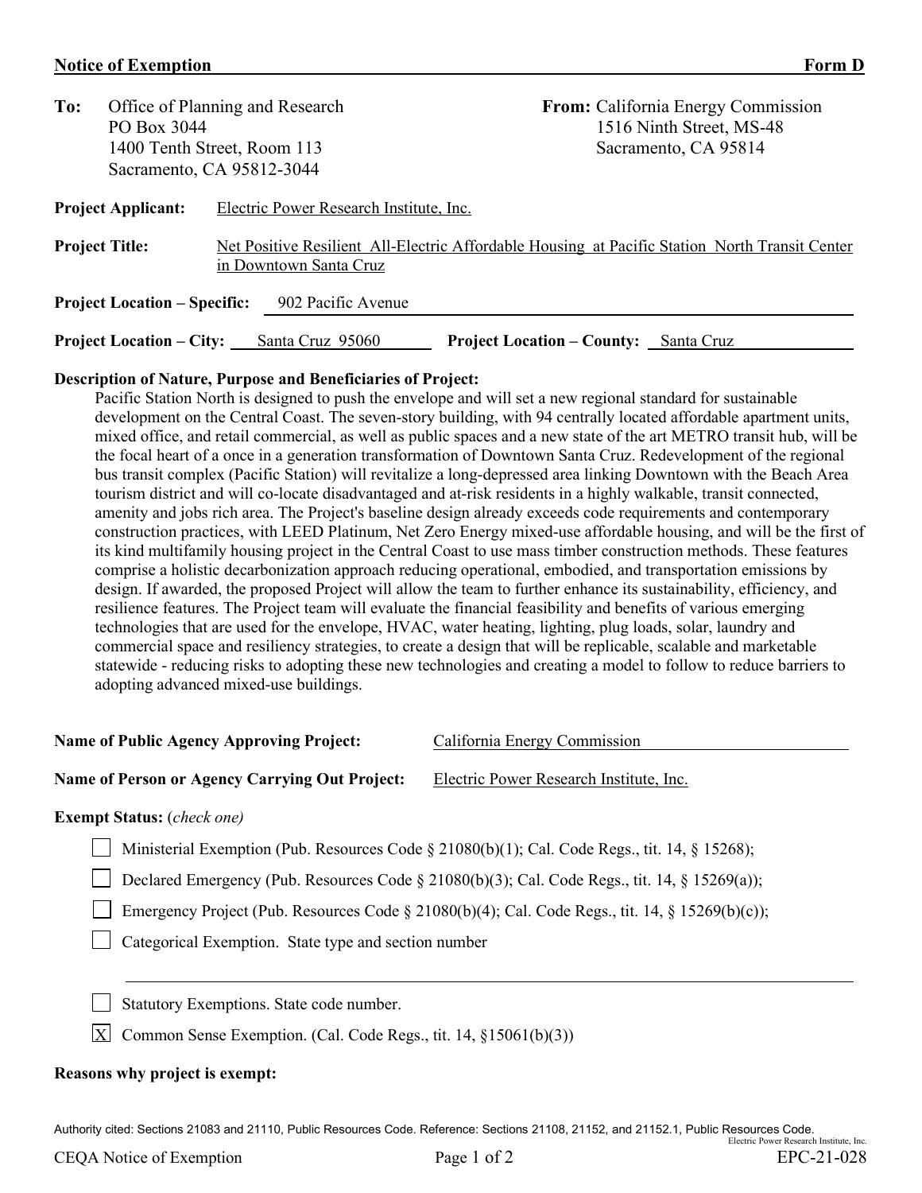**Notice of Exemption** **Form D**

**To:** Office of Planning and Research
PO Box 3044
1400 Tenth Street, Room 113
Sacramento, CA 95812-3044

**From:** California Energy Commission
1516 Ninth Street, MS-48
Sacramento, CA 95814

**Project Applicant:** Electric Power Research Institute, Inc.

**Project Title:** Net Positive Resilient All-Electric Affordable Housing at Pacific Station North Transit Center in Downtown Santa Cruz

**Project Location – Specific:** 902 Pacific Avenue

**Project Location – City:** Santa Cruz 95060 **Project Location – County:** Santa Cruz

**Description of Nature, Purpose and Beneficiaries of Project:**

Pacific Station North is designed to push the envelope and will set a new regional standard for sustainable development on the Central Coast. The seven-story building, with 94 centrally located affordable apartment units, mixed office, and retail commercial, as well as public spaces and a new state of the art METRO transit hub, will be the focal heart of a once in a generation transformation of Downtown Santa Cruz. Redevelopment of the regional bus transit complex (Pacific Station) will revitalize a long-depressed area linking Downtown with the Beach Area tourism district and will co-locate disadvantaged and at-risk residents in a highly walkable, transit connected, amenity and jobs rich area. The Project's baseline design already exceeds code requirements and contemporary construction practices, with LEED Platinum, Net Zero Energy mixed-use affordable housing, and will be the first of its kind multifamily housing project in the Central Coast to use mass timber construction methods. These features comprise a holistic decarbonization approach reducing operational, embodied, and transportation emissions by design. If awarded, the proposed Project will allow the team to further enhance its sustainability, efficiency, and resilience features. The Project team will evaluate the financial feasibility and benefits of various emerging technologies that are used for the envelope, HVAC, water heating, lighting, plug loads, solar, laundry and commercial space and resiliency strategies, to create a design that will be replicable, scalable and marketable statewide - reducing risks to adopting these new technologies and creating a model to follow to reduce barriers to adopting advanced mixed-use buildings.

**Name of Public Agency Approving Project:** California Energy Commission

**Name of Person or Agency Carrying Out Project:** Electric Power Research Institute, Inc.

**Exempt Status:** (*check one*)

- [ ] Ministerial Exemption (Pub. Resources Code § 21080(b)(1); Cal. Code Regs., tit. 14, § 15268);
- [ ] Declared Emergency (Pub. Resources Code § 21080(b)(3); Cal. Code Regs., tit. 14, § 15269(a));
- [ ] Emergency Project (Pub. Resources Code § 21080(b)(4); Cal. Code Regs., tit. 14, § 15269(b)(c));
- [ ] Categorical Exemption. State type and section number
- [ ] Statutory Exemptions. State code number.
- [X] Common Sense Exemption. (Cal. Code Regs., tit. 14, §15061(b)(3))

**Reasons why project is exempt:**

Authority cited: Sections 21083 and 21110, Public Resources Code. Reference: Sections 21108, 21152, and 21152.1, Public Resources Code.

Electric Power Research Institute, Inc.

CEQA Notice of Exemption EPC-21-028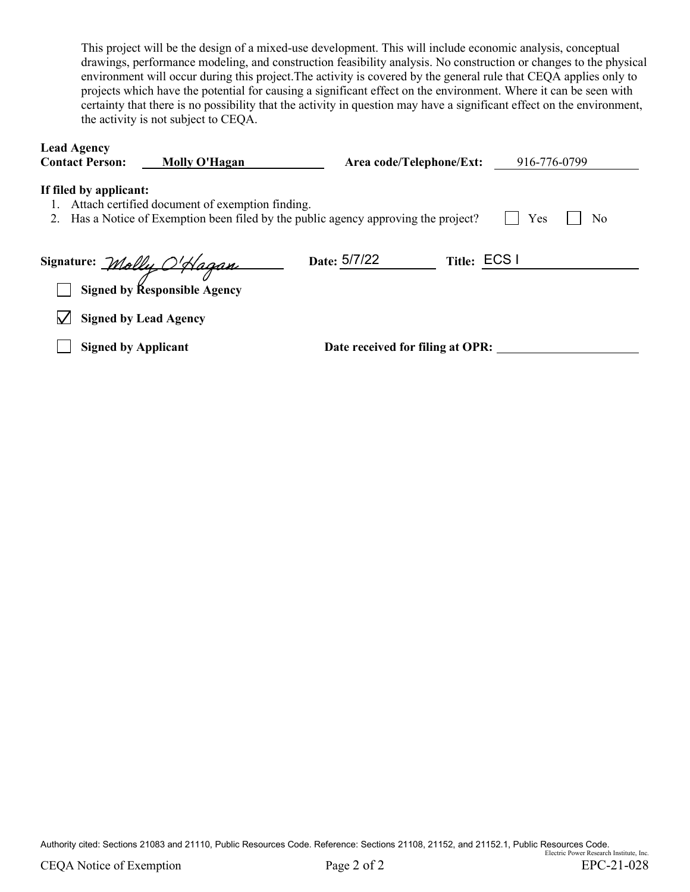This project will be the design of a mixed-use development. This will include economic analysis, conceptual drawings, performance modeling, and construction feasibility analysis. No construction or changes to the physical environment will occur during this project.The activity is covered by the general rule that CEQA applies only to projects which have the potential for causing a significant effect on the environment. Where it can be seen with certainty that there is no possibility that the activity in question may have a significant effect on the environment, the activity is not subject to CEQA.

**Lead Agency**
**Contact Person:** Molly O'Hagan **Area code/Telephone/Ext:** 916-776-0799

**If filed by applicant:**

1. Attach certified document of exemption finding.
2. Has a Notice of Exemption been filed by the public agency approving the project? ☐ Yes ☐ No

**Signature:** *Molly O'Hagan* **Date:** 5/7/22 **Title:** ECS I

☐ **Signed by Responsible Agency**

☑ **Signed by Lead Agency**

☐ **Signed by Applicant** **Date received for filing at OPR:** ______________________

Authority cited: Sections 21083 and 21110, Public Resources Code. Reference: Sections 21108, 21152, and 21152.1, Public Resources Code.

Electric Power Research Institute, Inc.

CEQA Notice of Exemption EPC-21-028